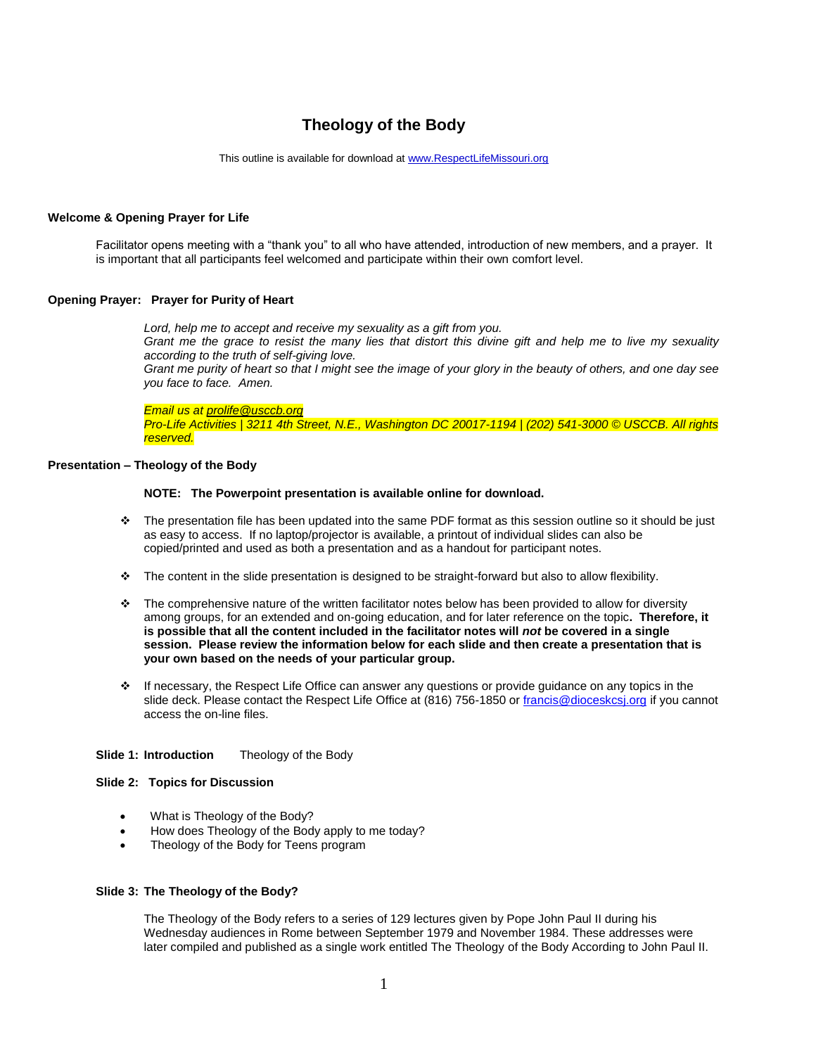# Theology of the Body

This outline is available for download at www.RespectLifeMissouri.org

**Welcome & Opening Prayer for Life**

Facilitator opens meeting with a "thank you" to all who have attended, introduction of new members, and a prayer. It is important that all participants feel welcomed and participate within their own comfort level.

**Opening Prayer: Prayer for Purity of Heart**

*Lord, help me to accept and receive my sexuality as a gift from you.*
*Grant me the grace to resist the many lies that distort this divine gift and help me to live my sexuality according to the truth of self-giving love.*
*Grant me purity of heart so that I might see the image of your glory in the beauty of others, and one day see you face to face. Amen.*

*Email us at prolife@usccb.org*
*Pro-Life Activities | 3211 4th Street, N.E., Washington DC 20017-1194 | (202) 541-3000 © USCCB. All rights reserved.*

**Presentation – Theology of the Body**

**NOTE: The Powerpoint presentation is available online for download.**

- The presentation file has been updated into the same PDF format as this session outline so it should be just as easy to access. If no laptop/projector is available, a printout of individual slides can also be copied/printed and used as both a presentation and as a handout for participant notes.
- The content in the slide presentation is designed to be straight-forward but also to allow flexibility.
- The comprehensive nature of the written facilitator notes below has been provided to allow for diversity among groups, for an extended and on-going education, and for later reference on the topic**. Therefore, it is possible that all the content included in the facilitator notes will *not* be covered in a single session. Please review the information below for each slide and then create a presentation that is your own based on the needs of your particular group.**
- If necessary, the Respect Life Office can answer any questions or provide guidance on any topics in the slide deck. Please contact the Respect Life Office at (816) 756-1850 or francis@dioceskcsj.org if you cannot access the on-line files.

**Slide 1: Introduction** Theology of the Body

**Slide 2: Topics for Discussion**

- What is Theology of the Body?
- How does Theology of the Body apply to me today?
- Theology of the Body for Teens program

**Slide 3: The Theology of the Body?**

The Theology of the Body refers to a series of 129 lectures given by Pope John Paul II during his Wednesday audiences in Rome between September 1979 and November 1984. These addresses were later compiled and published as a single work entitled The Theology of the Body According to John Paul II.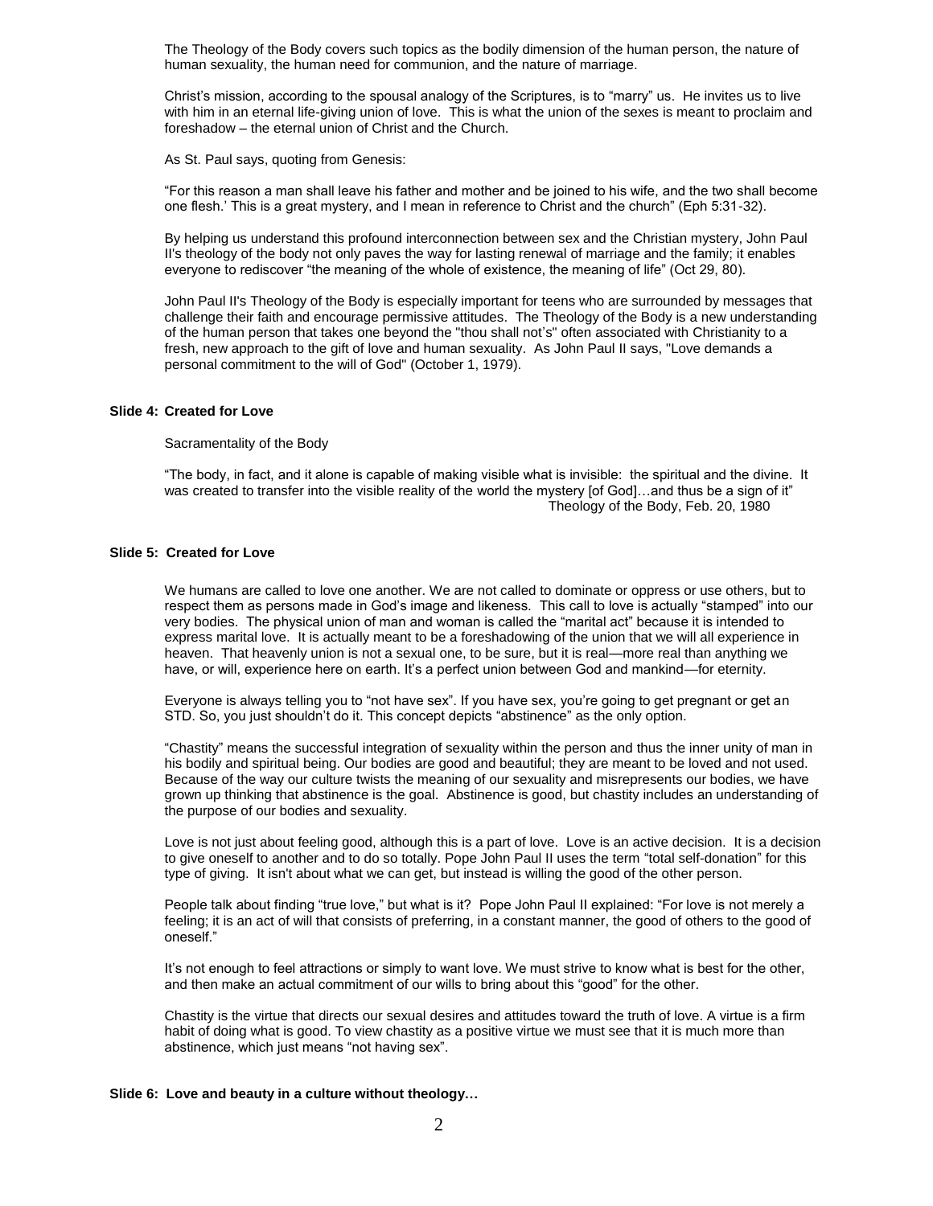The Theology of the Body covers such topics as the bodily dimension of the human person, the nature of human sexuality, the human need for communion, and the nature of marriage.

Christ's mission, according to the spousal analogy of the Scriptures, is to "marry" us. He invites us to live with him in an eternal life-giving union of love. This is what the union of the sexes is meant to proclaim and foreshadow – the eternal union of Christ and the Church.

As St. Paul says, quoting from Genesis:

"For this reason a man shall leave his father and mother and be joined to his wife, and the two shall become one flesh.' This is a great mystery, and I mean in reference to Christ and the church" (Eph 5:31-32).

By helping us understand this profound interconnection between sex and the Christian mystery, John Paul II's theology of the body not only paves the way for lasting renewal of marriage and the family; it enables everyone to rediscover "the meaning of the whole of existence, the meaning of life" (Oct 29, 80).

John Paul II's Theology of the Body is especially important for teens who are surrounded by messages that challenge their faith and encourage permissive attitudes. The Theology of the Body is a new understanding of the human person that takes one beyond the "thou shall not's" often associated with Christianity to a fresh, new approach to the gift of love and human sexuality. As John Paul II says, "Love demands a personal commitment to the will of God" (October 1, 1979).

**Slide 4: Created for Love**

Sacramentality of the Body

"The body, in fact, and it alone is capable of making visible what is invisible: the spiritual and the divine. It was created to transfer into the visible reality of the world the mystery [of God]…and thus be a sign of it"
Theology of the Body, Feb. 20, 1980

**Slide 5: Created for Love**

We humans are called to love one another. We are not called to dominate or oppress or use others, but to respect them as persons made in God's image and likeness. This call to love is actually "stamped" into our very bodies. The physical union of man and woman is called the "marital act" because it is intended to express marital love. It is actually meant to be a foreshadowing of the union that we will all experience in heaven. That heavenly union is not a sexual one, to be sure, but it is real—more real than anything we have, or will, experience here on earth. It's a perfect union between God and mankind—for eternity.

Everyone is always telling you to "not have sex". If you have sex, you're going to get pregnant or get an STD. So, you just shouldn't do it. This concept depicts "abstinence" as the only option.

"Chastity" means the successful integration of sexuality within the person and thus the inner unity of man in his bodily and spiritual being. Our bodies are good and beautiful; they are meant to be loved and not used. Because of the way our culture twists the meaning of our sexuality and misrepresents our bodies, we have grown up thinking that abstinence is the goal. Abstinence is good, but chastity includes an understanding of the purpose of our bodies and sexuality.

Love is not just about feeling good, although this is a part of love. Love is an active decision. It is a decision to give oneself to another and to do so totally. Pope John Paul II uses the term "total self-donation" for this type of giving. It isn't about what we can get, but instead is willing the good of the other person.

People talk about finding "true love," but what is it? Pope John Paul II explained: "For love is not merely a feeling; it is an act of will that consists of preferring, in a constant manner, the good of others to the good of oneself."

It's not enough to feel attractions or simply to want love. We must strive to know what is best for the other, and then make an actual commitment of our wills to bring about this "good" for the other.

Chastity is the virtue that directs our sexual desires and attitudes toward the truth of love. A virtue is a firm habit of doing what is good. To view chastity as a positive virtue we must see that it is much more than abstinence, which just means "not having sex".

**Slide 6: Love and beauty in a culture without theology…**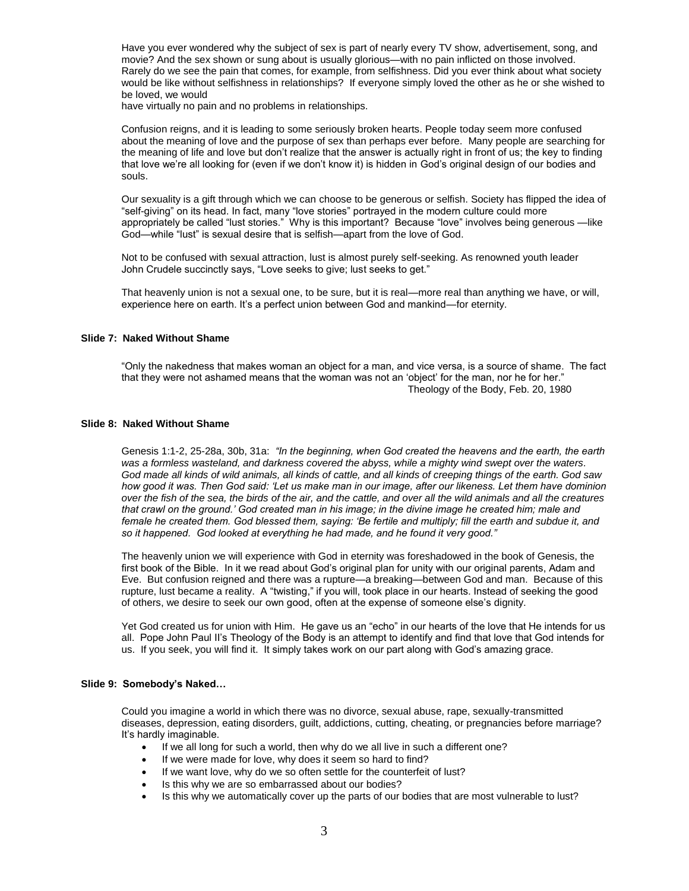Have you ever wondered why the subject of sex is part of nearly every TV show, advertisement, song, and movie? And the sex shown or sung about is usually glorious—with no pain inflicted on those involved. Rarely do we see the pain that comes, for example, from selfishness. Did you ever think about what society would be like without selfishness in relationships? If everyone simply loved the other as he or she wished to be loved, we would
have virtually no pain and no problems in relationships.

Confusion reigns, and it is leading to some seriously broken hearts. People today seem more confused about the meaning of love and the purpose of sex than perhaps ever before. Many people are searching for the meaning of life and love but don't realize that the answer is actually right in front of us; the key to finding that love we're all looking for (even if we don't know it) is hidden in God's original design of our bodies and souls.

Our sexuality is a gift through which we can choose to be generous or selfish. Society has flipped the idea of "self-giving" on its head. In fact, many "love stories" portrayed in the modern culture could more appropriately be called "lust stories." Why is this important? Because "love" involves being generous —like God—while "lust" is sexual desire that is selfish—apart from the love of God.

Not to be confused with sexual attraction, lust is almost purely self-seeking. As renowned youth leader John Crudele succinctly says, "Love seeks to give; lust seeks to get."

That heavenly union is not a sexual one, to be sure, but it is real—more real than anything we have, or will, experience here on earth. It's a perfect union between God and mankind—for eternity.

**Slide 7: Naked Without Shame**

"Only the nakedness that makes woman an object for a man, and vice versa, is a source of shame. The fact that they were not ashamed means that the woman was not an 'object' for the man, nor he for her."
Theology of the Body, Feb. 20, 1980

**Slide 8: Naked Without Shame**

Genesis 1:1-2, 25-28a, 30b, 31a: *"In the beginning, when God created the heavens and the earth, the earth was a formless wasteland, and darkness covered the abyss, while a mighty wind swept over the waters. God made all kinds of wild animals, all kinds of cattle, and all kinds of creeping things of the earth. God saw how good it was. Then God said: 'Let us make man in our image, after our likeness. Let them have dominion over the fish of the sea, the birds of the air, and the cattle, and over all the wild animals and all the creatures that crawl on the ground.' God created man in his image; in the divine image he created him; male and female he created them. God blessed them, saying: 'Be fertile and multiply; fill the earth and subdue it, and so it happened. God looked at everything he had made, and he found it very good."*

The heavenly union we will experience with God in eternity was foreshadowed in the book of Genesis, the first book of the Bible. In it we read about God's original plan for unity with our original parents, Adam and Eve. But confusion reigned and there was a rupture—a breaking—between God and man. Because of this rupture, lust became a reality. A "twisting," if you will, took place in our hearts. Instead of seeking the good of others, we desire to seek our own good, often at the expense of someone else's dignity.

Yet God created us for union with Him. He gave us an "echo" in our hearts of the love that He intends for us all. Pope John Paul II's Theology of the Body is an attempt to identify and find that love that God intends for us. If you seek, you will find it. It simply takes work on our part along with God's amazing grace.

**Slide 9: Somebody's Naked…**

Could you imagine a world in which there was no divorce, sexual abuse, rape, sexually-transmitted diseases, depression, eating disorders, guilt, addictions, cutting, cheating, or pregnancies before marriage? It's hardly imaginable.

- If we all long for such a world, then why do we all live in such a different one?
- If we were made for love, why does it seem so hard to find?
- If we want love, why do we so often settle for the counterfeit of lust?
- Is this why we are so embarrassed about our bodies?
- Is this why we automatically cover up the parts of our bodies that are most vulnerable to lust?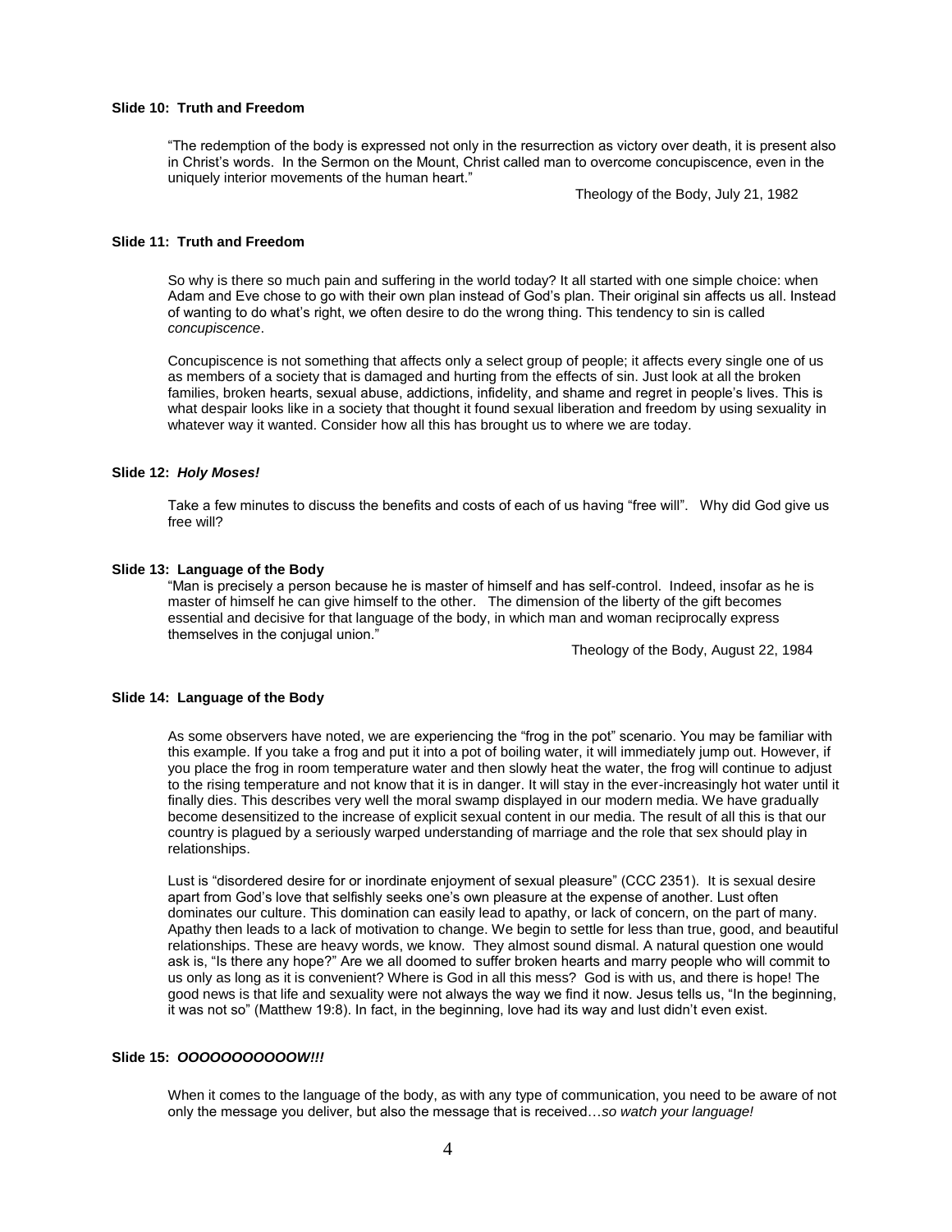**Slide 10: Truth and Freedom**

"The redemption of the body is expressed not only in the resurrection as victory over death, it is present also in Christ's words. In the Sermon on the Mount, Christ called man to overcome concupiscence, even in the uniquely interior movements of the human heart."

Theology of the Body, July 21, 1982

**Slide 11: Truth and Freedom**

So why is there so much pain and suffering in the world today? It all started with one simple choice: when Adam and Eve chose to go with their own plan instead of God's plan. Their original sin affects us all. Instead of wanting to do what's right, we often desire to do the wrong thing. This tendency to sin is called *concupiscence*.

Concupiscence is not something that affects only a select group of people; it affects every single one of us as members of a society that is damaged and hurting from the effects of sin. Just look at all the broken families, broken hearts, sexual abuse, addictions, infidelity, and shame and regret in people's lives. This is what despair looks like in a society that thought it found sexual liberation and freedom by using sexuality in whatever way it wanted. Consider how all this has brought us to where we are today.

**Slide 12: *Holy Moses!***

Take a few minutes to discuss the benefits and costs of each of us having "free will". Why did God give us free will?

**Slide 13: Language of the Body**

"Man is precisely a person because he is master of himself and has self-control. Indeed, insofar as he is master of himself he can give himself to the other. The dimension of the liberty of the gift becomes essential and decisive for that language of the body, in which man and woman reciprocally express themselves in the conjugal union."

Theology of the Body, August 22, 1984

**Slide 14: Language of the Body**

As some observers have noted, we are experiencing the "frog in the pot" scenario. You may be familiar with this example. If you take a frog and put it into a pot of boiling water, it will immediately jump out. However, if you place the frog in room temperature water and then slowly heat the water, the frog will continue to adjust to the rising temperature and not know that it is in danger. It will stay in the ever-increasingly hot water until it finally dies. This describes very well the moral swamp displayed in our modern media. We have gradually become desensitized to the increase of explicit sexual content in our media. The result of all this is that our country is plagued by a seriously warped understanding of marriage and the role that sex should play in relationships.

Lust is "disordered desire for or inordinate enjoyment of sexual pleasure" (CCC 2351). It is sexual desire apart from God's love that selfishly seeks one's own pleasure at the expense of another. Lust often dominates our culture. This domination can easily lead to apathy, or lack of concern, on the part of many. Apathy then leads to a lack of motivation to change. We begin to settle for less than true, good, and beautiful relationships. These are heavy words, we know. They almost sound dismal. A natural question one would ask is, "Is there any hope?" Are we all doomed to suffer broken hearts and marry people who will commit to us only as long as it is convenient? Where is God in all this mess? God is with us, and there is hope! The good news is that life and sexuality were not always the way we find it now. Jesus tells us, "In the beginning, it was not so" (Matthew 19:8). In fact, in the beginning, love had its way and lust didn't even exist.

**Slide 15: *OOOOOOOOOOOW!!!***

When it comes to the language of the body, as with any type of communication, you need to be aware of not only the message you deliver, but also the message that is received…*so watch your language!*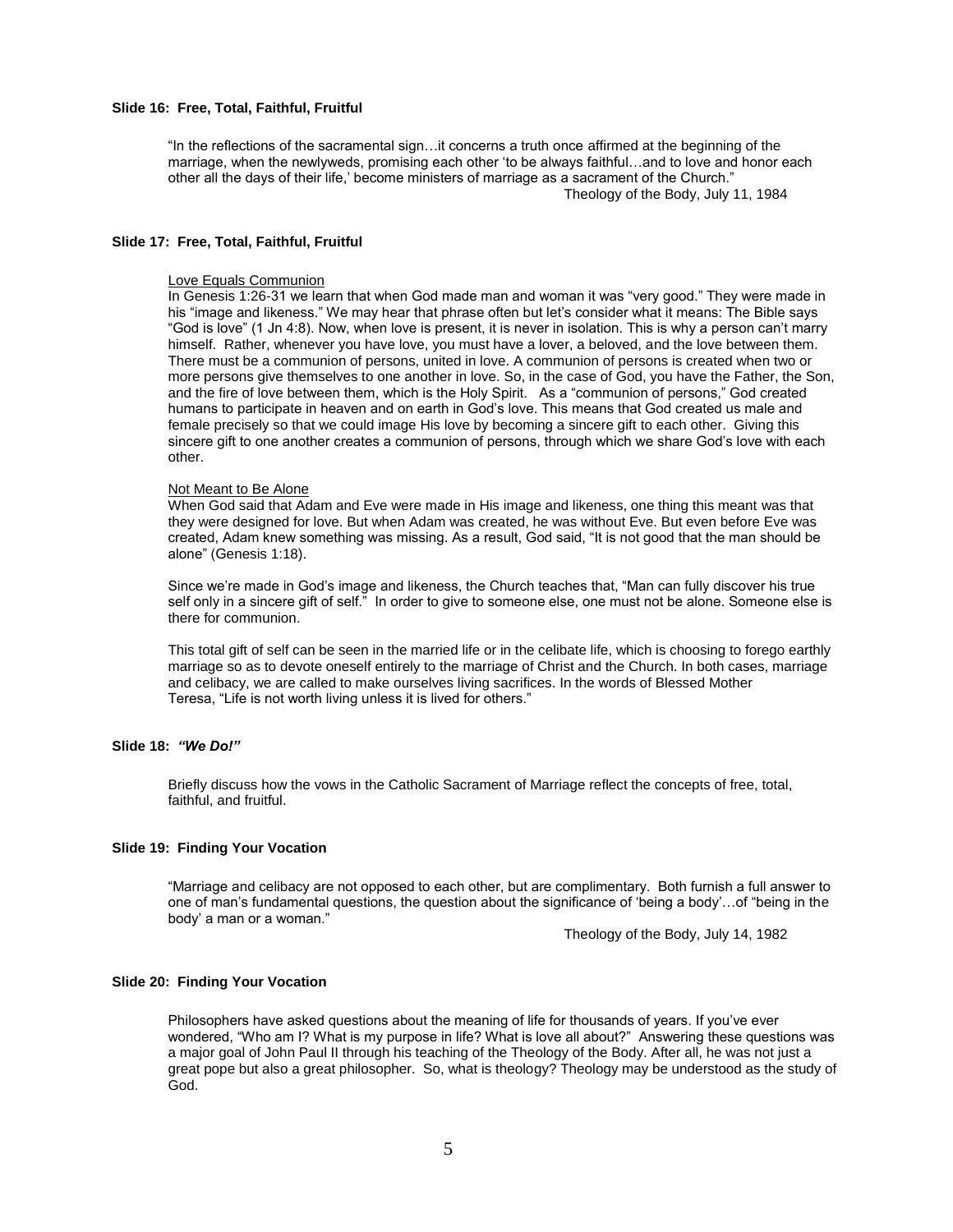**Slide 16: Free, Total, Faithful, Fruitful**

"In the reflections of the sacramental sign…it concerns a truth once affirmed at the beginning of the marriage, when the newlyweds, promising each other 'to be always faithful…and to love and honor each other all the days of their life,' become ministers of marriage as a sacrament of the Church."

Theology of the Body, July 11, 1984

**Slide 17: Free, Total, Faithful, Fruitful**

Love Equals Communion

In Genesis 1:26-31 we learn that when God made man and woman it was "very good." They were made in his "image and likeness." We may hear that phrase often but let's consider what it means: The Bible says "God is love" (1 Jn 4:8). Now, when love is present, it is never in isolation. This is why a person can't marry himself. Rather, whenever you have love, you must have a lover, a beloved, and the love between them. There must be a communion of persons, united in love. A communion of persons is created when two or more persons give themselves to one another in love. So, in the case of God, you have the Father, the Son, and the fire of love between them, which is the Holy Spirit. As a "communion of persons," God created humans to participate in heaven and on earth in God's love. This means that God created us male and female precisely so that we could image His love by becoming a sincere gift to each other. Giving this sincere gift to one another creates a communion of persons, through which we share God's love with each other.

Not Meant to Be Alone

When God said that Adam and Eve were made in His image and likeness, one thing this meant was that they were designed for love. But when Adam was created, he was without Eve. But even before Eve was created, Adam knew something was missing. As a result, God said, "It is not good that the man should be alone" (Genesis 1:18).

Since we're made in God's image and likeness, the Church teaches that, "Man can fully discover his true self only in a sincere gift of self." In order to give to someone else, one must not be alone. Someone else is there for communion.

This total gift of self can be seen in the married life or in the celibate life, which is choosing to forego earthly marriage so as to devote oneself entirely to the marriage of Christ and the Church. In both cases, marriage and celibacy, we are called to make ourselves living sacrifices. In the words of Blessed Mother Teresa, "Life is not worth living unless it is lived for others."

**Slide 18: *"We Do!"***

Briefly discuss how the vows in the Catholic Sacrament of Marriage reflect the concepts of free, total, faithful, and fruitful.

**Slide 19: Finding Your Vocation**

"Marriage and celibacy are not opposed to each other, but are complimentary. Both furnish a full answer to one of man's fundamental questions, the question about the significance of 'being a body'…of "being in the body' a man or a woman."

Theology of the Body, July 14, 1982

**Slide 20: Finding Your Vocation**

Philosophers have asked questions about the meaning of life for thousands of years. If you've ever wondered, "Who am I? What is my purpose in life? What is love all about?" Answering these questions was a major goal of John Paul II through his teaching of the Theology of the Body. After all, he was not just a great pope but also a great philosopher. So, what is theology? Theology may be understood as the study of God.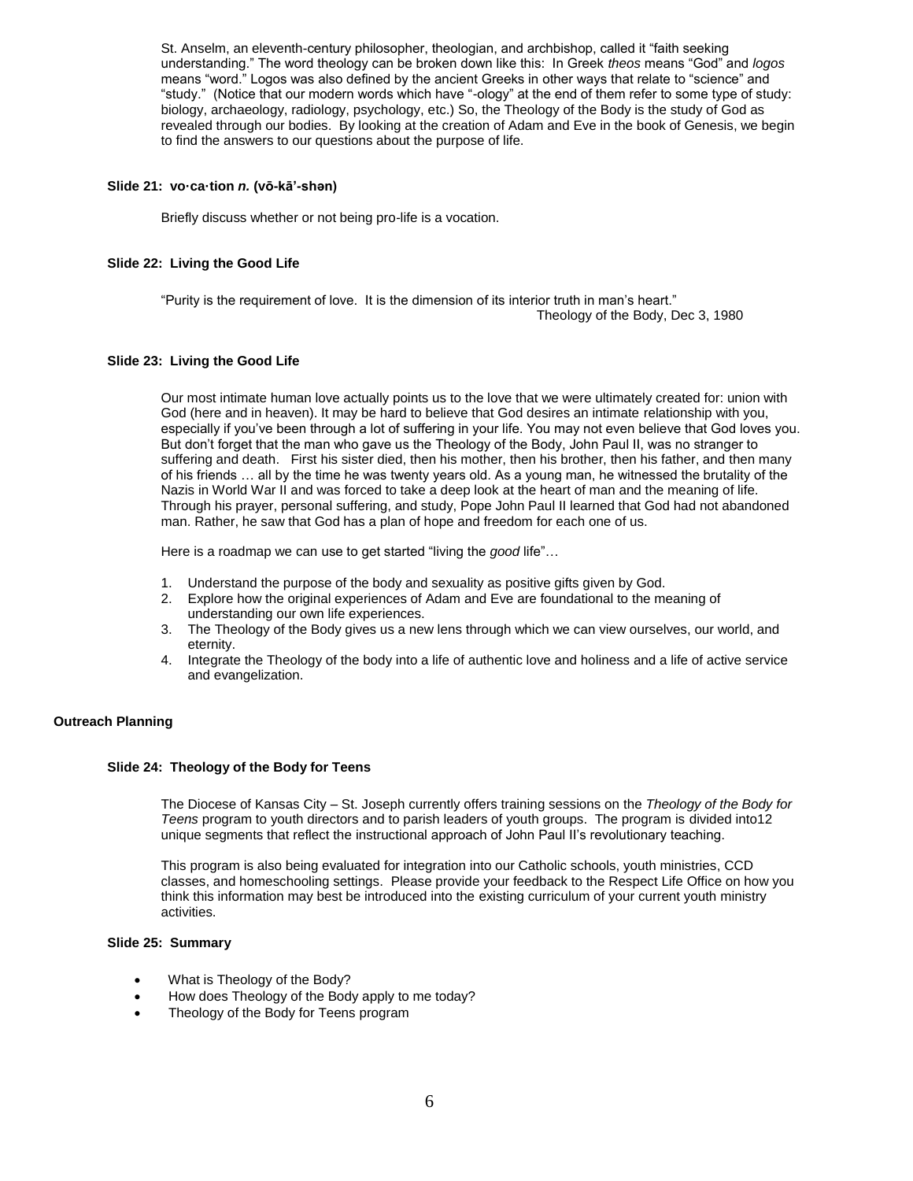St. Anselm, an eleventh-century philosopher, theologian, and archbishop, called it "faith seeking understanding." The word theology can be broken down like this: In Greek *theos* means "God" and *logos* means "word." Logos was also defined by the ancient Greeks in other ways that relate to "science" and "study." (Notice that our modern words which have "-ology" at the end of them refer to some type of study: biology, archaeology, radiology, psychology, etc.) So, the Theology of the Body is the study of God as revealed through our bodies. By looking at the creation of Adam and Eve in the book of Genesis, we begin to find the answers to our questions about the purpose of life.

#### Slide 21: vo·ca·tion *n.* (vō-kā'-shən)

Briefly discuss whether or not being pro-life is a vocation.

#### Slide 22: Living the Good Life

"Purity is the requirement of love. It is the dimension of its interior truth in man's heart."
Theology of the Body, Dec 3, 1980

#### Slide 23: Living the Good Life

Our most intimate human love actually points us to the love that we were ultimately created for: union with God (here and in heaven). It may be hard to believe that God desires an intimate relationship with you, especially if you've been through a lot of suffering in your life. You may not even believe that God loves you. But don't forget that the man who gave us the Theology of the Body, John Paul II, was no stranger to suffering and death. First his sister died, then his mother, then his brother, then his father, and then many of his friends … all by the time he was twenty years old. As a young man, he witnessed the brutality of the Nazis in World War II and was forced to take a deep look at the heart of man and the meaning of life. Through his prayer, personal suffering, and study, Pope John Paul II learned that God had not abandoned man. Rather, he saw that God has a plan of hope and freedom for each one of us.

Here is a roadmap we can use to get started "living the *good* life"…

1. Understand the purpose of the body and sexuality as positive gifts given by God.
2. Explore how the original experiences of Adam and Eve are foundational to the meaning of understanding our own life experiences.
3. The Theology of the Body gives us a new lens through which we can view ourselves, our world, and eternity.
4. Integrate the Theology of the body into a life of authentic love and holiness and a life of active service and evangelization.

### Outreach Planning

#### Slide 24: Theology of the Body for Teens

The Diocese of Kansas City – St. Joseph currently offers training sessions on the *Theology of the Body for Teens* program to youth directors and to parish leaders of youth groups. The program is divided into12 unique segments that reflect the instructional approach of John Paul II's revolutionary teaching.

This program is also being evaluated for integration into our Catholic schools, youth ministries, CCD classes, and homeschooling settings. Please provide your feedback to the Respect Life Office on how you think this information may best be introduced into the existing curriculum of your current youth ministry activities.

#### Slide 25: Summary

- What is Theology of the Body?
- How does Theology of the Body apply to me today?
- Theology of the Body for Teens program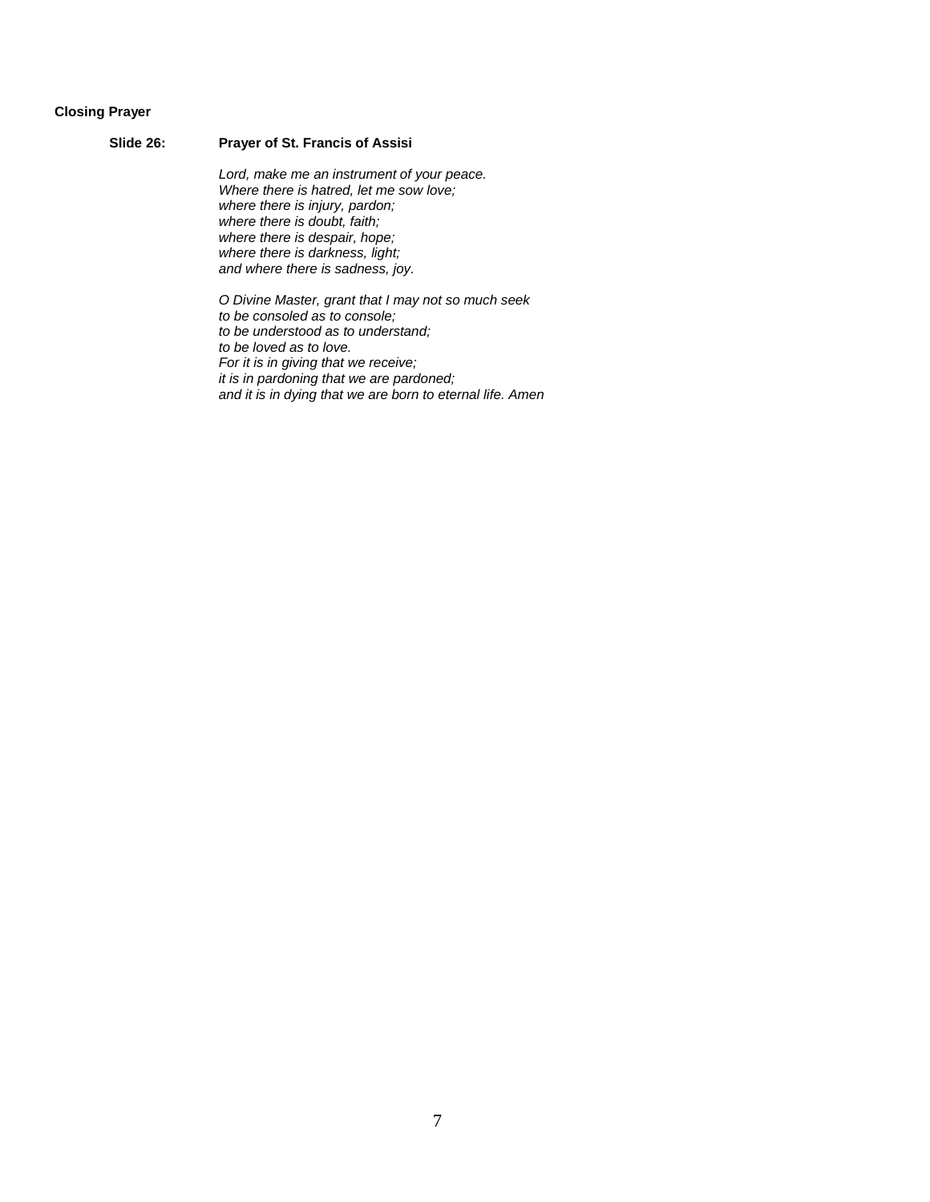**Closing Prayer**

**Slide 26:** **Prayer of St. Francis of Assisi**

*Lord, make me an instrument of your peace.*
*Where there is hatred, let me sow love;*
*where there is injury, pardon;*
*where there is doubt, faith;*
*where there is despair, hope;*
*where there is darkness, light;*
*and where there is sadness, joy.*

*O Divine Master, grant that I may not so much seek*
*to be consoled as to console;*
*to be understood as to understand;*
*to be loved as to love.*
*For it is in giving that we receive;*
*it is in pardoning that we are pardoned;*
*and it is in dying that we are born to eternal life. Amen*